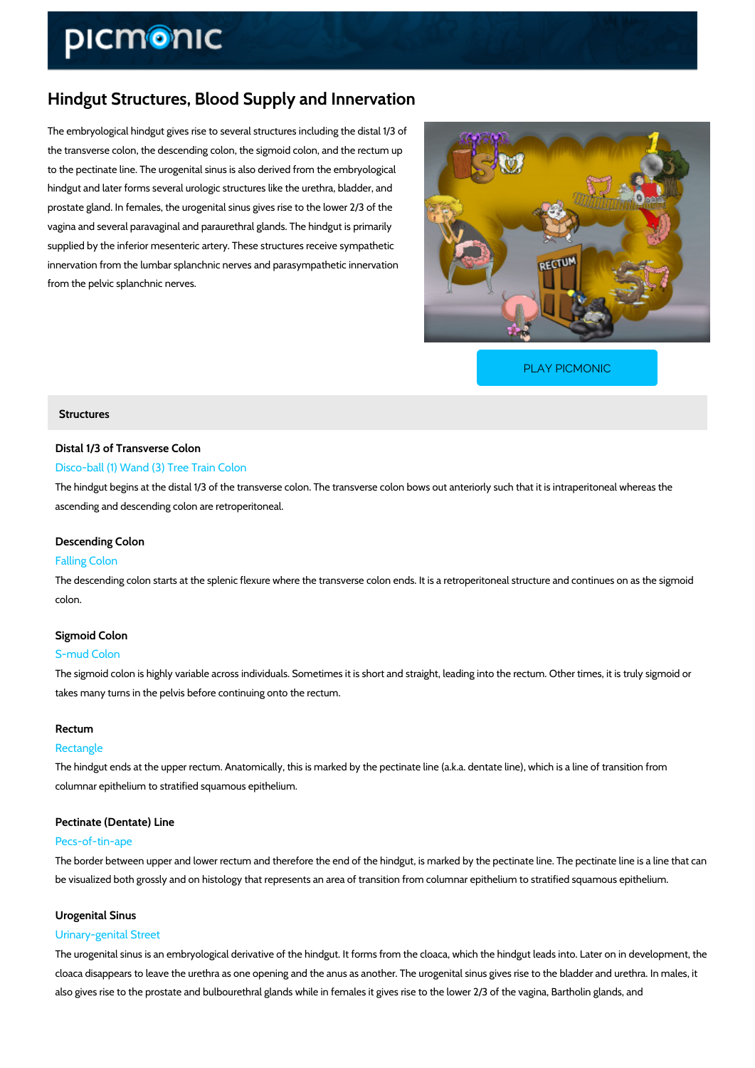# Hindgut Structures, Blood Supply and Innervation

The embryological hindgut gives rise to several structures including the distal 1/3 of the transverse colon, the descending colon, the sigmoid colon, and the rectum up to the pectinate line. The urogenital sinus is also derived from the embryological hindgut and later forms several urologic structures like the urethra, bladder, and prostate gland. In females, the urogenital sinus gives rise to the lower 2/3 of the vagina and several paravaginal and paraurethral glands. The hindgut is primarily supplied by the inferior mesenteric artery. These structures receive sympathetic innervation from the lumbar splanchnic nerves and parasympathetic innervation from the pelvic splanchnic nerves.

PLAY PICMONIC

## Structures

### Distal 1/3 of Transverse Colon

Disco-ball (1) Wand (3) Tree Train Colon

The hindgut begins at the distal 1/3 of the transverse colon. The transverse colon bows out anteriorly such that it is intraperitoneal whereas the ascending and descending colon are retroperitoneal.

### Descending Colon

Falling Colon

The descending colon starts at the splenic flexure where the transverse colon ends. It is a retroperitoneal structure and continues on as the sigmoid colon.

### Sigmoid Colon

S-mud Colon

The sigmoid colon is highly variable across individuals. Sometimes it is short and straight, leading into the rectum. Other times, it is truly sigmoid or takes many turns in the pelvis before continuing onto the rectum.

### Rectum

Rectangle

The hindgut ends at the upper rectum. Anatomically, this is marked by the pectinate line (a.k.a. dentate line), which is a line of transition from columnar epithelium to stratified squamous epithelium.

### Pectinate (Dentate) Line

Pecs-of-tin-ape

The border between upper and lower rectum and therefore the end of the hindgut, is marked by the pectinate line. The pectinate line is a line that can be visualized both grossly and on histology that represents an area of transition from columnar epithelium to stratified squamous epithelium.

### Urogenital Sinus

Urinary-genital Street

The urogenital sinus is an embryological derivative of the hindgut. It forms from the cloaca, which the hindgut leads into. Later on in development, the cloaca disappears to leave the urethra as one opening and the anus as another. The urogenital sinus gives rise to the bladder and urethra. In males, it also gives rise to the prostate and bulbourethral glands while in females it gives rise to the lower 2/3 of the vagina, Bartholin glands, and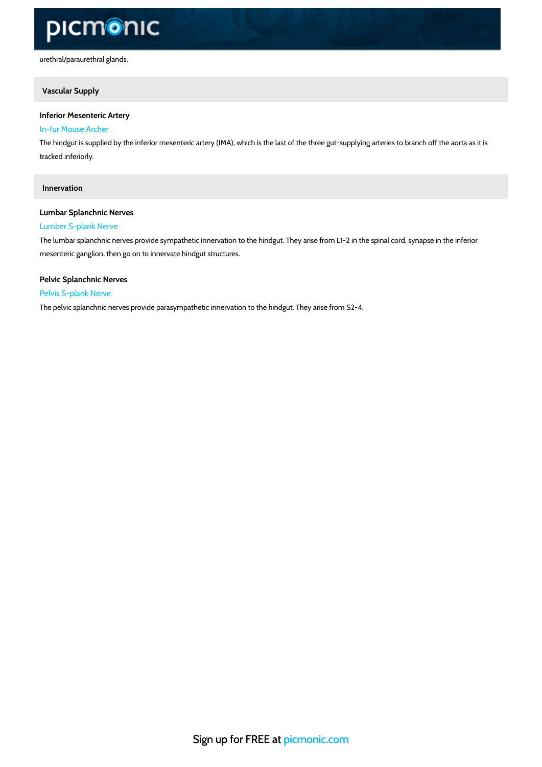urethral/paraurethral glands.

## Vascular Supply

### Inferior Mesenteric Artery

In-fur Mouse Archer

The hindgut is supplied by the inferior mesenteric artery (IMA), which is the last of the three gut-supplying arteries to branch off the aorta as it is tracked inferiorly.

## Innervation

### Lumbar Splanchnic Nerves

Lumber S-plank Nerve

The lumbar splanchnic nerves provide sympathetic innervation to the hindgut. They arise from L1-2 in the spinal cord, synapse in the inferior mesenteric ganglion, then go on to innervate hindgut structures.

### Pelvic Splanchnic Nerves

Pelvis S-plank Nerve

The pelvic splanchnic nerves provide parasympathetic innervation to the hindgut. They arise from S2-4.